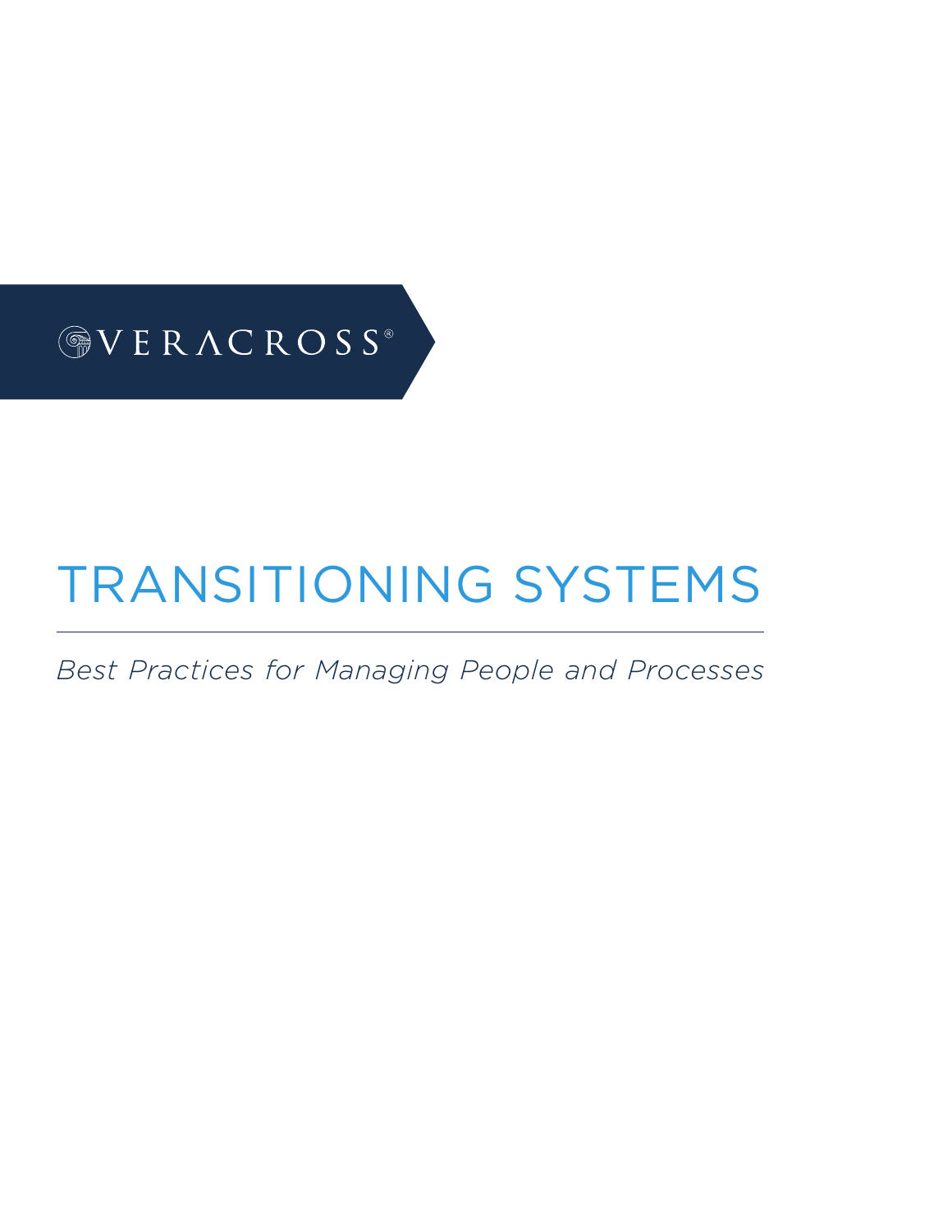VERACROSS®

# TRANSITIONING SYSTEMS

*Best Practices for Managing People and Processes*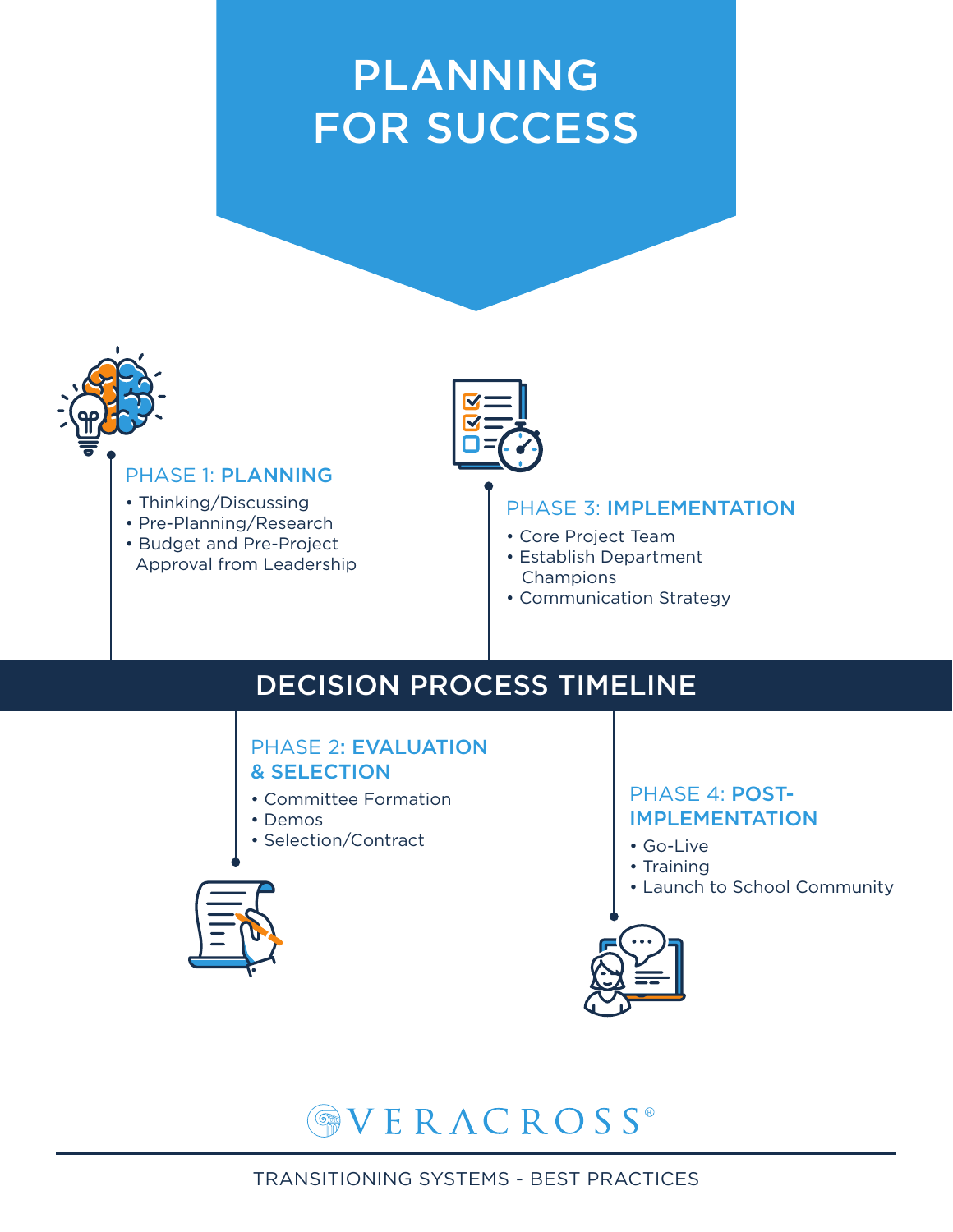# PLANNING FOR SUCCESS

## DECISION PROCESS TIMELINE

### PHASE 1: PLANNING

- Thinking/Discussing
- Pre-Planning/Research
- Budget and Pre-Project Approval from Leadership

### PHASE 2: EVALUATION & SELECTION

- Committee Formation
- Demos
- Selection/Contract

### PHASE 3: IMPLEMENTATION

- Core Project Team
- Establish Department Champions
- Communication Strategy

### PHASE 4: POST-IMPLEMENTATION

- Go-Live
- Training
- Launch to School Community

VERACROSS®

TRANSITIONING SYSTEMS - BEST PRACTICES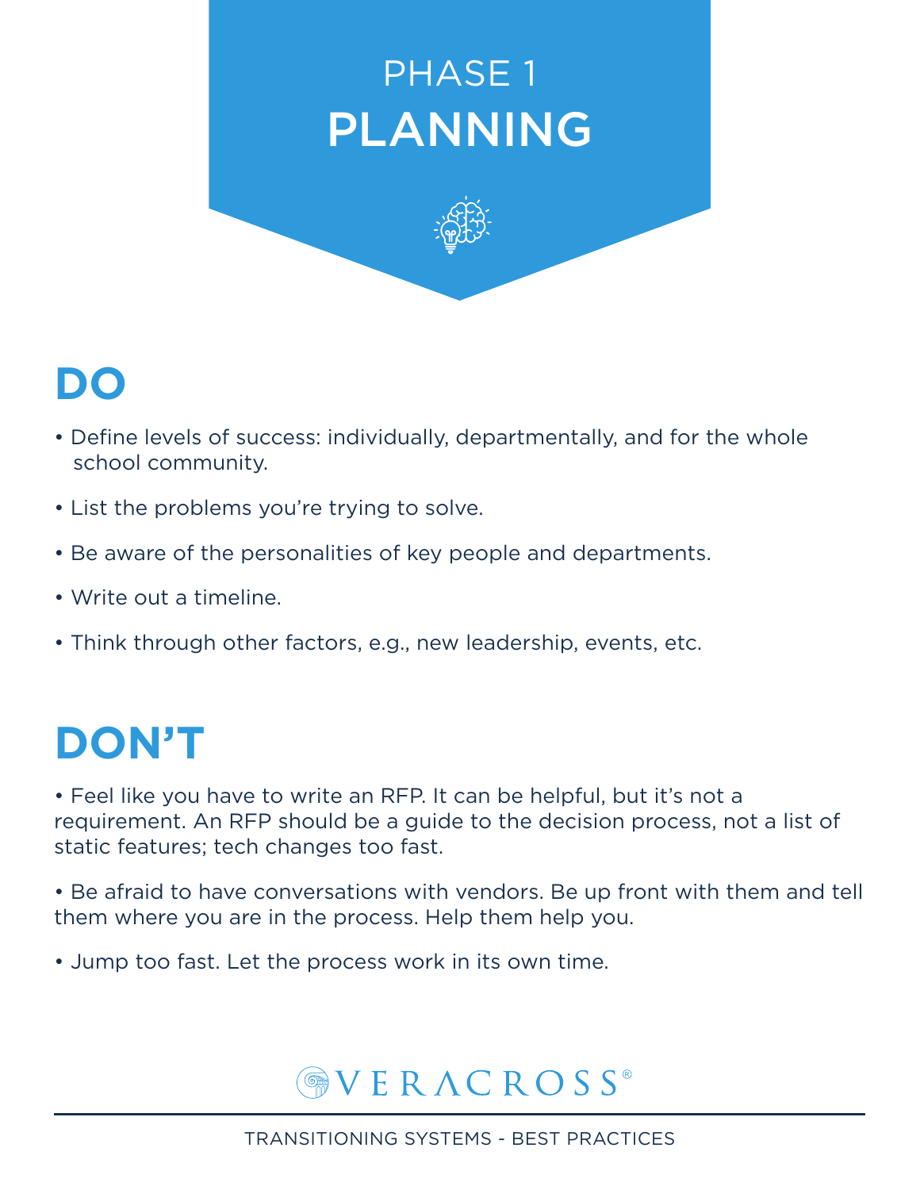# PHASE 1
# PLANNING

## DO

- Define levels of success: individually, departmentally, and for the whole school community.
- List the problems you're trying to solve.
- Be aware of the personalities of key people and departments.
- Write out a timeline.
- Think through other factors, e.g., new leadership, events, etc.

## DON'T

- Feel like you have to write an RFP. It can be helpful, but it's not a requirement. An RFP should be a guide to the decision process, not a list of static features; tech changes too fast.
- Be afraid to have conversations with vendors. Be up front with them and tell them where you are in the process. Help them help you.
- Jump too fast. Let the process work in its own time.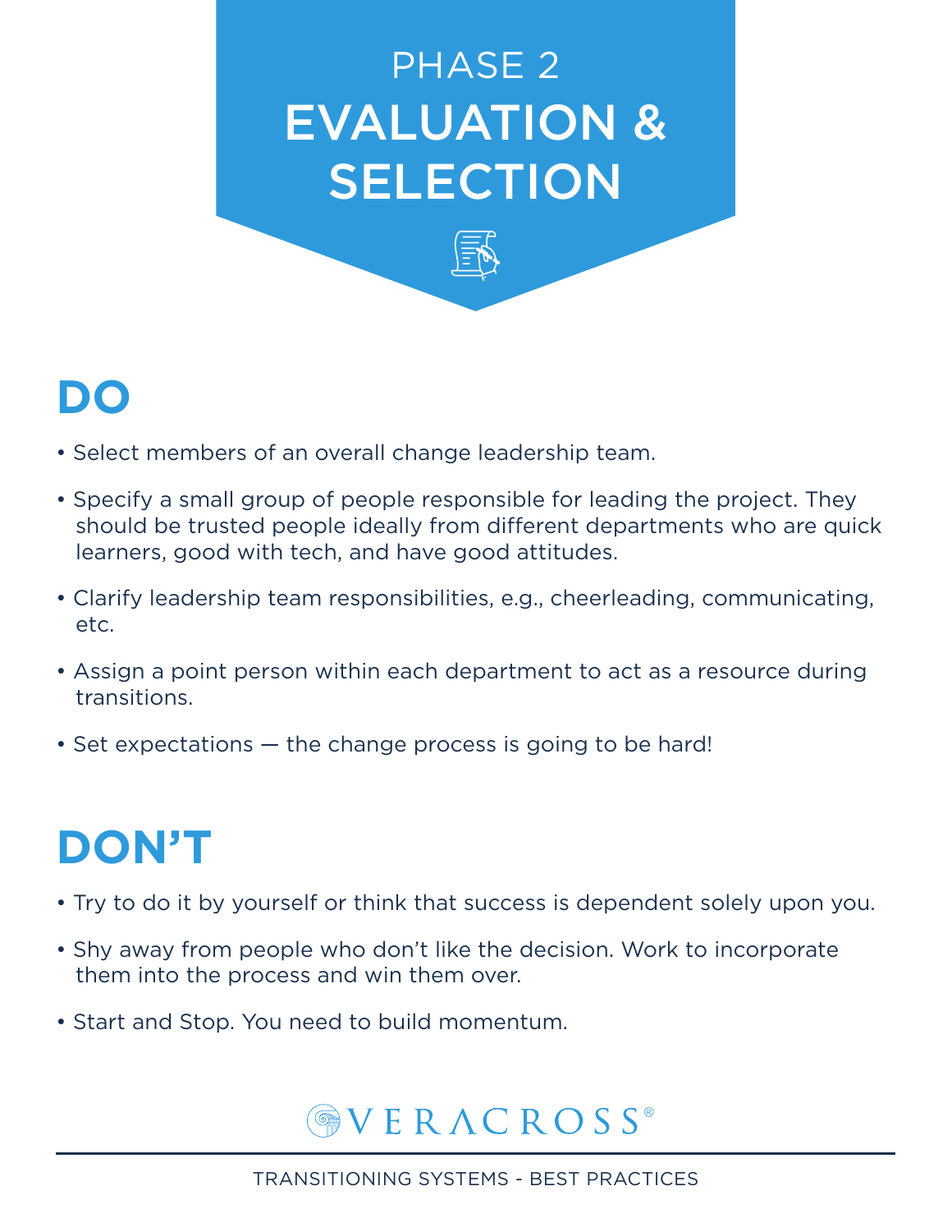# PHASE 2
# EVALUATION & SELECTION

## DO

- Select members of an overall change leadership team.
- Specify a small group of people responsible for leading the project. They should be trusted people ideally from different departments who are quick learners, good with tech, and have good attitudes.
- Clarify leadership team responsibilities, e.g., cheerleading, communicating, etc.
- Assign a point person within each department to act as a resource during transitions.
- Set expectations — the change process is going to be hard!

## DON'T

- Try to do it by yourself or think that success is dependent solely upon you.
- Shy away from people who don't like the decision. Work to incorporate them into the process and win them over.
- Start and Stop. You need to build momentum.

VERACROSS®

TRANSITIONING SYSTEMS - BEST PRACTICES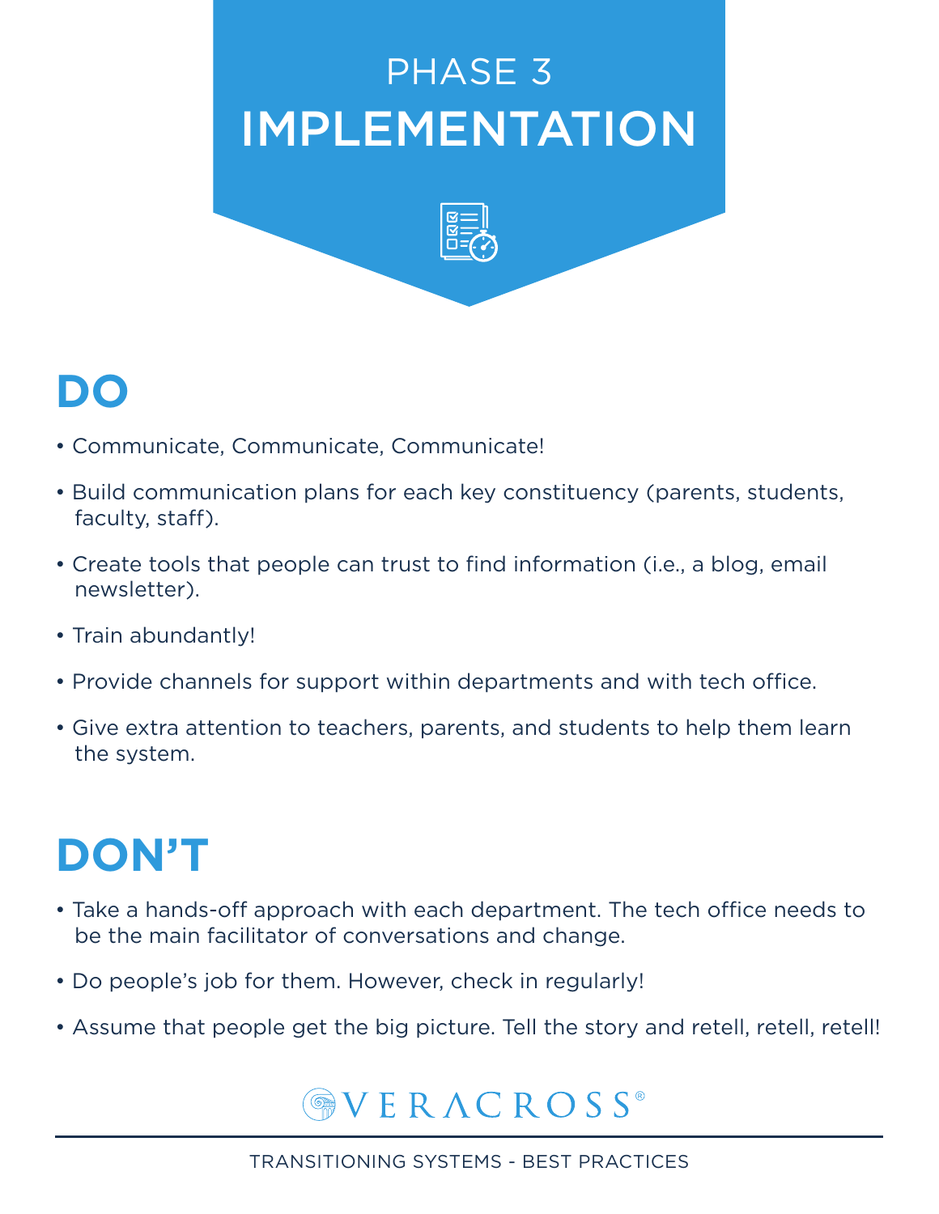# PHASE 3
# IMPLEMENTATION

## DO

- Communicate, Communicate, Communicate!
- Build communication plans for each key constituency (parents, students, faculty, staff).
- Create tools that people can trust to find information (i.e., a blog, email newsletter).
- Train abundantly!
- Provide channels for support within departments and with tech office.
- Give extra attention to teachers, parents, and students to help them learn the system.

## DON'T

- Take a hands-off approach with each department. The tech office needs to be the main facilitator of conversations and change.
- Do people's job for them. However, check in regularly!
- Assume that people get the big picture. Tell the story and retell, retell, retell!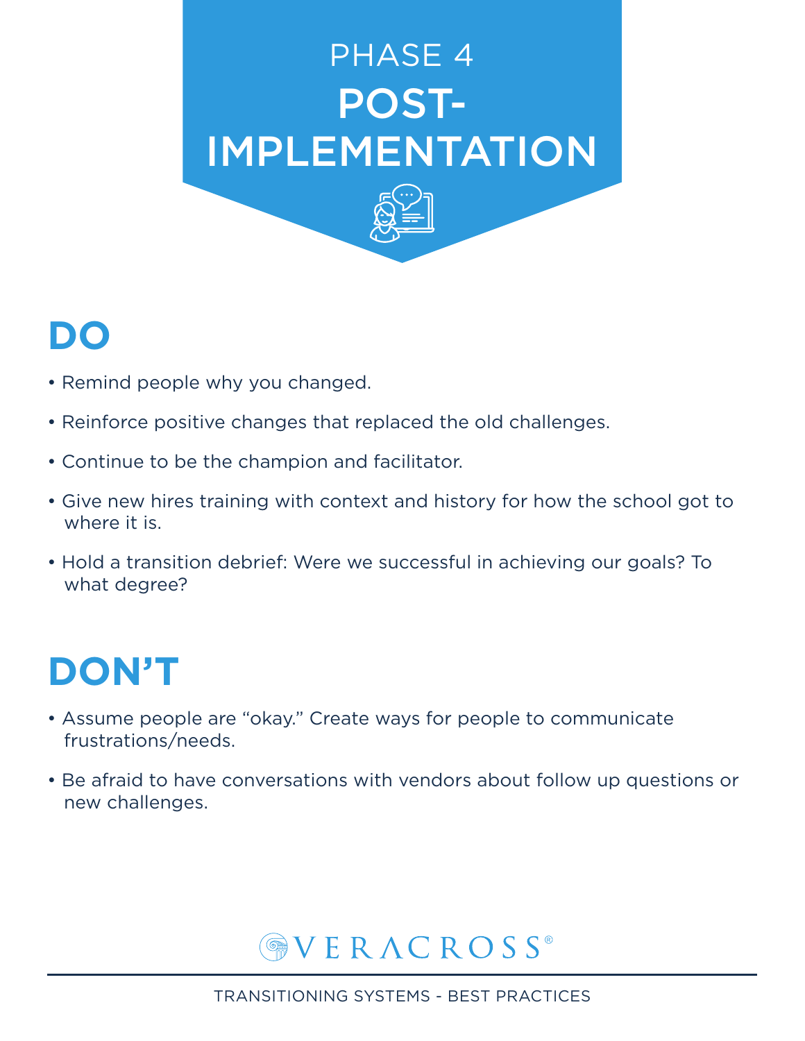# PHASE 4
# POST-IMPLEMENTATION

## DO

- Remind people why you changed.
- Reinforce positive changes that replaced the old challenges.
- Continue to be the champion and facilitator.
- Give new hires training with context and history for how the school got to where it is.
- Hold a transition debrief: Were we successful in achieving our goals? To what degree?

## DON'T

- Assume people are "okay." Create ways for people to communicate frustrations/needs.
- Be afraid to have conversations with vendors about follow up questions or new challenges.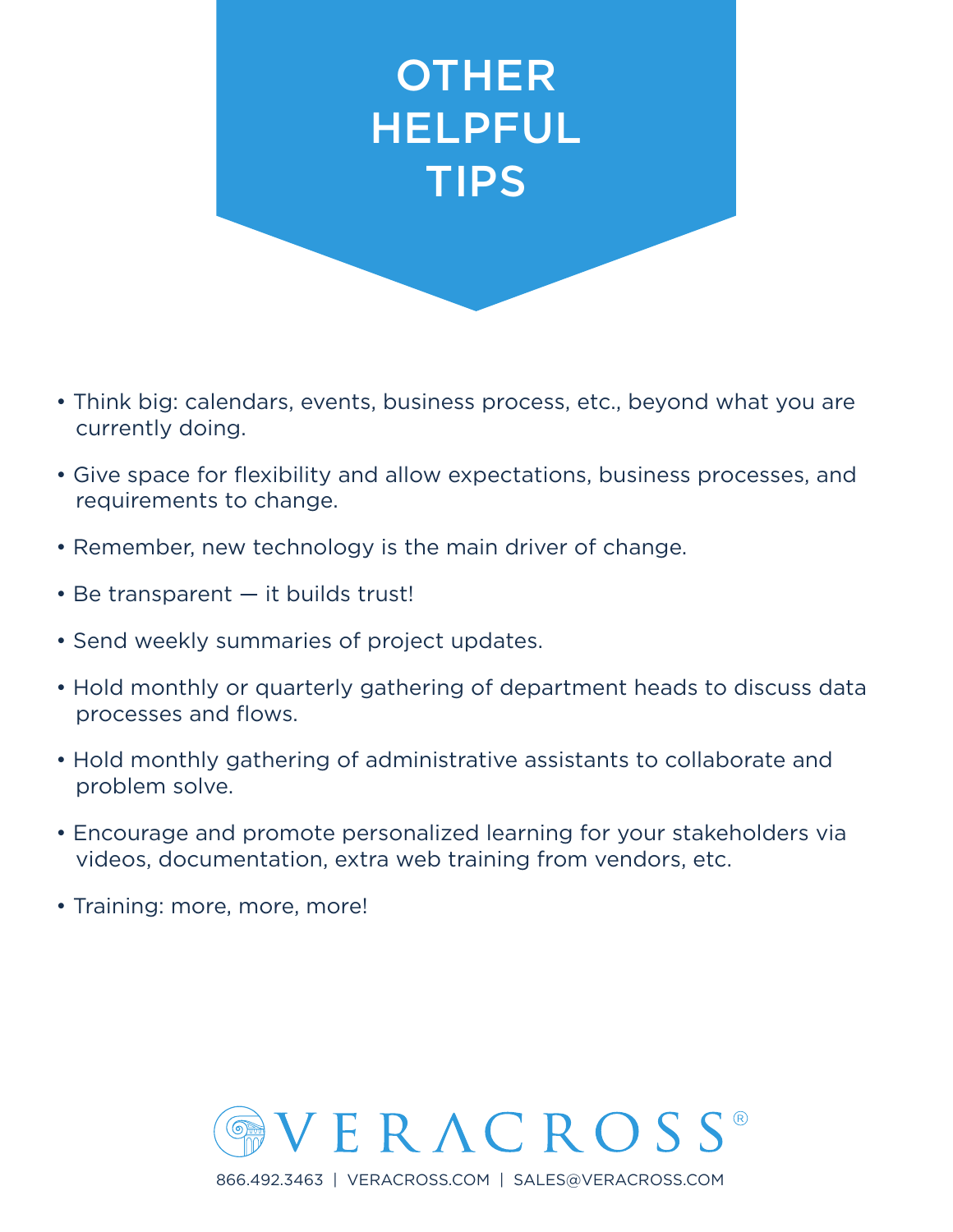# OTHER HELPFUL TIPS

- Think big: calendars, events, business process, etc., beyond what you are currently doing.
- Give space for flexibility and allow expectations, business processes, and requirements to change.
- Remember, new technology is the main driver of change.
- Be transparent — it builds trust!
- Send weekly summaries of project updates.
- Hold monthly or quarterly gathering of department heads to discuss data processes and flows.
- Hold monthly gathering of administrative assistants to collaborate and problem solve.
- Encourage and promote personalized learning for your stakeholders via videos, documentation, extra web training from vendors, etc.
- Training: more, more, more!

VERACROSS®

866.492.3463 | VERACROSS.COM | SALES@VERACROSS.COM